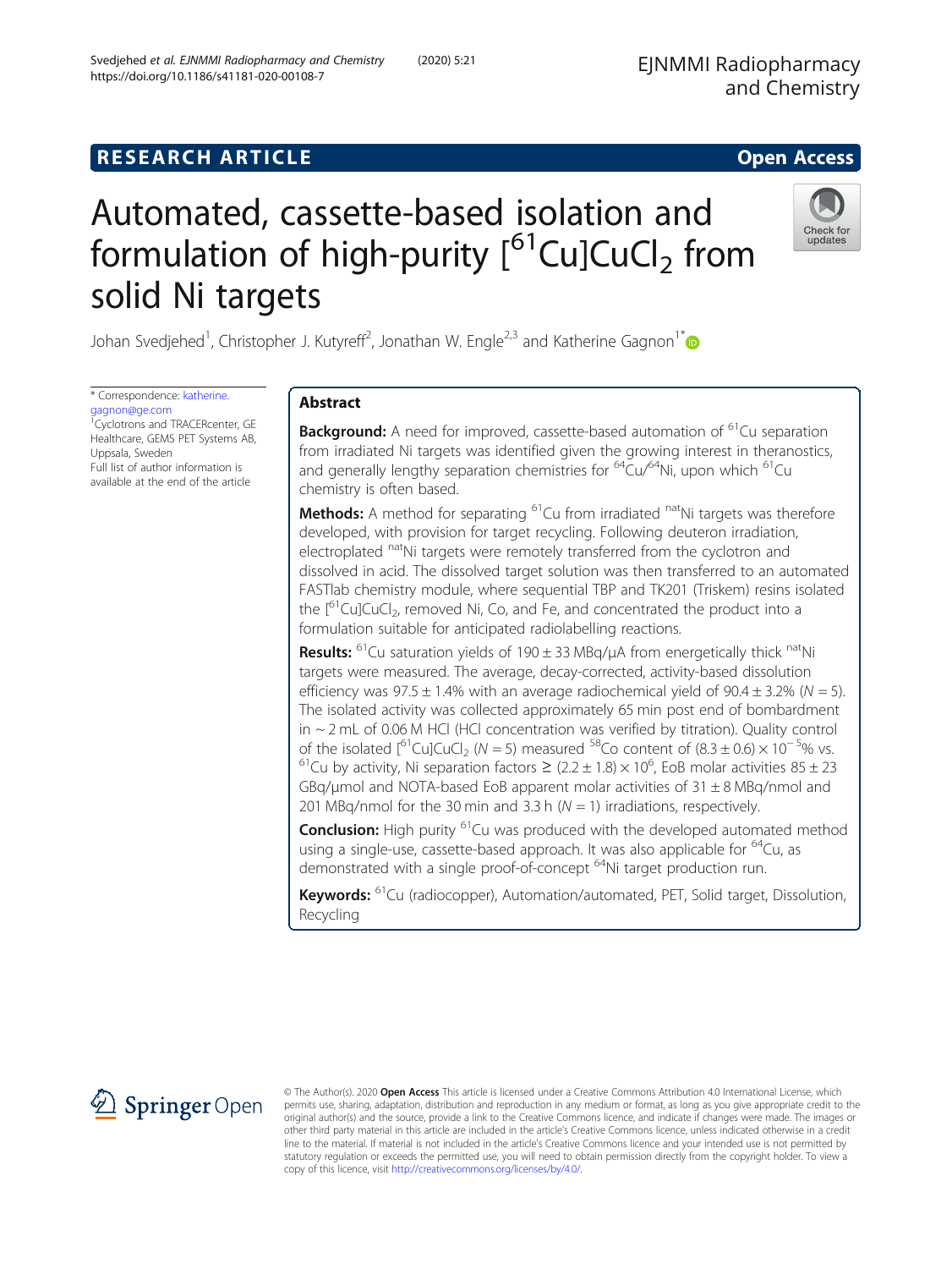RESEARCH ARTICLE

Open Access

# Automated, cassette-based isolation and formulation of high-purity [$^{61}$Cu]CuCl$_2$ from solid Ni targets

Johan Svedjehed[1], Christopher J. Kutyreff[2], Jonathan W. Engle[2,3] and Katherine Gagnon[1*]

\* Correspondence: katherine.gagnon@ge.com
[1]Cyclotrons and TRACERcenter, GE Healthcare, GEMS PET Systems AB, Uppsala, Sweden
Full list of author information is available at the end of the article

## Abstract

**Background:** A need for improved, cassette-based automation of $^{61}$Cu separation from irradiated Ni targets was identified given the growing interest in theranostics, and generally lengthy separation chemistries for $^{64}$Cu/$^{64}$Ni, upon which $^{61}$Cu chemistry is often based.

**Methods:** A method for separating $^{61}$Cu from irradiated $^{nat}$Ni targets was therefore developed, with provision for target recycling. Following deuteron irradiation, electroplated $^{nat}$Ni targets were remotely transferred from the cyclotron and dissolved in acid. The dissolved target solution was then transferred to an automated FASTlab chemistry module, where sequential TBP and TK201 (Triskem) resins isolated the [$^{61}$Cu]CuCl$_2$, removed Ni, Co, and Fe, and concentrated the product into a formulation suitable for anticipated radiolabelling reactions.

**Results:** $^{61}$Cu saturation yields of 190 ± 33 MBq/μA from energetically thick $^{nat}$Ni targets were measured. The average, decay-corrected, activity-based dissolution efficiency was 97.5 ± 1.4% with an average radiochemical yield of 90.4 ± 3.2% ($N = 5$). The isolated activity was collected approximately 65 min post end of bombardment in ~ 2 mL of 0.06 M HCl (HCl concentration was verified by titration). Quality control of the isolated [$^{61}$Cu]CuCl$_2$ ($N = 5$) measured $^{58}$Co content of $(8.3 \pm 0.6) \times 10^{-5}$% vs. $^{61}$Cu by activity, Ni separation factors ≥ $(2.2 \pm 1.8) \times 10^{6}$, EoB molar activities 85 ± 23 GBq/μmol and NOTA-based EoB apparent molar activities of 31 ± 8 MBq/nmol and 201 MBq/nmol for the 30 min and 3.3 h ($N = 1$) irradiations, respectively.

**Conclusion:** High purity $^{61}$Cu was produced with the developed automated method using a single-use, cassette-based approach. It was also applicable for $^{64}$Cu, as demonstrated with a single proof-of-concept $^{64}$Ni target production run.

**Keywords:** $^{61}$Cu (radiocopper), Automation/automated, PET, Solid target, Dissolution, Recycling

© The Author(s). 2020 **Open Access** This article is licensed under a Creative Commons Attribution 4.0 International License, which permits use, sharing, adaptation, distribution and reproduction in any medium or format, as long as you give appropriate credit to the original author(s) and the source, provide a link to the Creative Commons licence, and indicate if changes were made. The images or other third party material in this article are included in the article's Creative Commons licence, unless indicated otherwise in a credit line to the material. If material is not included in the article's Creative Commons licence and your intended use is not permitted by statutory regulation or exceeds the permitted use, you will need to obtain permission directly from the copyright holder. To view a copy of this licence, visit http://creativecommons.org/licenses/by/4.0/.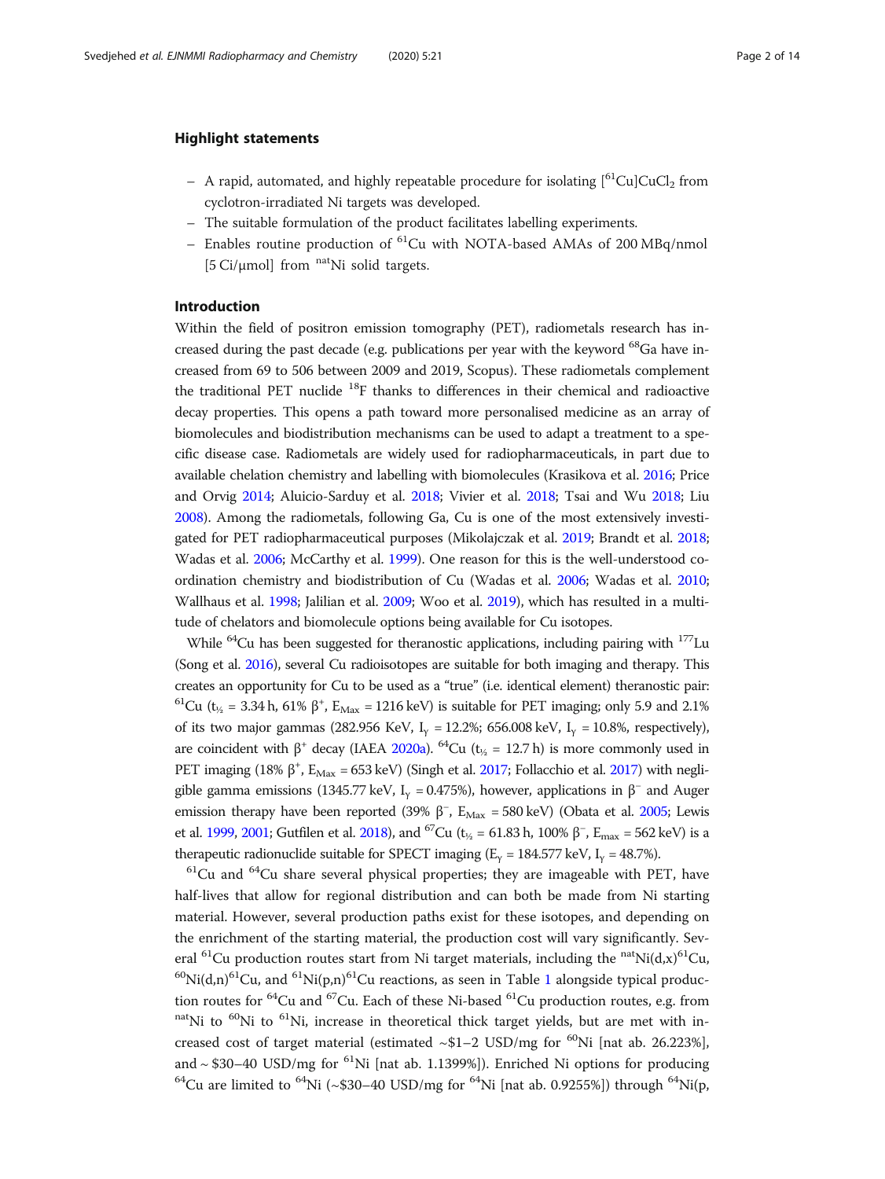### Highlight statements

- A rapid, automated, and highly repeatable procedure for isolating [$^{61}$Cu]$CuCl_2$ from cyclotron-irradiated Ni targets was developed.
- The suitable formulation of the product facilitates labelling experiments.
- Enables routine production of $^{61}$Cu with NOTA-based AMAs of 200 MBq/nmol [5 Ci/μmol] from $^{nat}$Ni solid targets.

### Introduction

Within the field of positron emission tomography (PET), radiometals research has increased during the past decade (e.g. publications per year with the keyword $^{68}$Ga have increased from 69 to 506 between 2009 and 2019, Scopus). These radiometals complement the traditional PET nuclide $^{18}$F thanks to differences in their chemical and radioactive decay properties. This opens a path toward more personalised medicine as an array of biomolecules and biodistribution mechanisms can be used to adapt a treatment to a specific disease case. Radiometals are widely used for radiopharmaceuticals, in part due to available chelation chemistry and labelling with biomolecules (Krasikova et al. 2016; Price and Orvig 2014; Aluicio-Sarduy et al. 2018; Vivier et al. 2018; Tsai and Wu 2018; Liu 2008). Among the radiometals, following Ga, Cu is one of the most extensively investigated for PET radiopharmaceutical purposes (Mikolajczak et al. 2019; Brandt et al. 2018; Wadas et al. 2006; McCarthy et al. 1999). One reason for this is the well-understood coordination chemistry and biodistribution of Cu (Wadas et al. 2006; Wadas et al. 2010; Wallhaus et al. 1998; Jalilian et al. 2009; Woo et al. 2019), which has resulted in a multitude of chelators and biomolecule options being available for Cu isotopes.

While $^{64}$Cu has been suggested for theranostic applications, including pairing with $^{177}$Lu (Song et al. 2016), several Cu radioisotopes are suitable for both imaging and therapy. This creates an opportunity for Cu to be used as a "true" (i.e. identical element) theranostic pair: $^{61}$Cu ($t_{½}$ = 3.34 h, 61% $\beta^+$, $E_{Max}$ = 1216 keV) is suitable for PET imaging; only 5.9 and 2.1% of its two major gammas (282.956 KeV, $I_\gamma$ = 12.2%; 656.008 keV, $I_\gamma$ = 10.8%, respectively), are coincident with $\beta^+$ decay (IAEA 2020a). $^{64}$Cu ($t_{½}$ = 12.7 h) is more commonly used in PET imaging (18% $\beta^+$, $E_{Max}$ = 653 keV) (Singh et al. 2017; Follacchio et al. 2017) with negligible gamma emissions (1345.77 keV, $I_\gamma$ = 0.475%), however, applications in $\beta^-$ and Auger emission therapy have been reported (39% $\beta^-$, $E_{Max}$ = 580 keV) (Obata et al. 2005; Lewis et al. 1999, 2001; Gutfilen et al. 2018), and $^{67}$Cu ($t_{½}$ = 61.83 h, 100% $\beta^-$, $E_{max}$ = 562 keV) is a therapeutic radionuclide suitable for SPECT imaging ($E_\gamma$ = 184.577 keV, $I_\gamma$ = 48.7%).

$^{61}$Cu and $^{64}$Cu share several physical properties; they are imageable with PET, have half-lives that allow for regional distribution and can both be made from Ni starting material. However, several production paths exist for these isotopes, and depending on the enrichment of the starting material, the production cost will vary significantly. Several $^{61}$Cu production routes start from Ni target materials, including the $^{nat}$Ni(d,x)$^{61}$Cu, $^{60}$Ni(d,n)$^{61}$Cu, and $^{61}$Ni(p,n)$^{61}$Cu reactions, as seen in Table 1 alongside typical production routes for $^{64}$Cu and $^{67}$Cu. Each of these Ni-based $^{61}$Cu production routes, e.g. from $^{nat}$Ni to $^{60}$Ni to $^{61}$Ni, increase in theoretical thick target yields, but are met with increased cost of target material (estimated ~\$1–2 USD/mg for $^{60}$Ni [nat ab. 26.223%], and ~ \$30–40 USD/mg for $^{61}$Ni [nat ab. 1.1399%]). Enriched Ni options for producing $^{64}$Cu are limited to $^{64}$Ni (~\$30–40 USD/mg for $^{64}$Ni [nat ab. 0.9255%]) through $^{64}$Ni(p,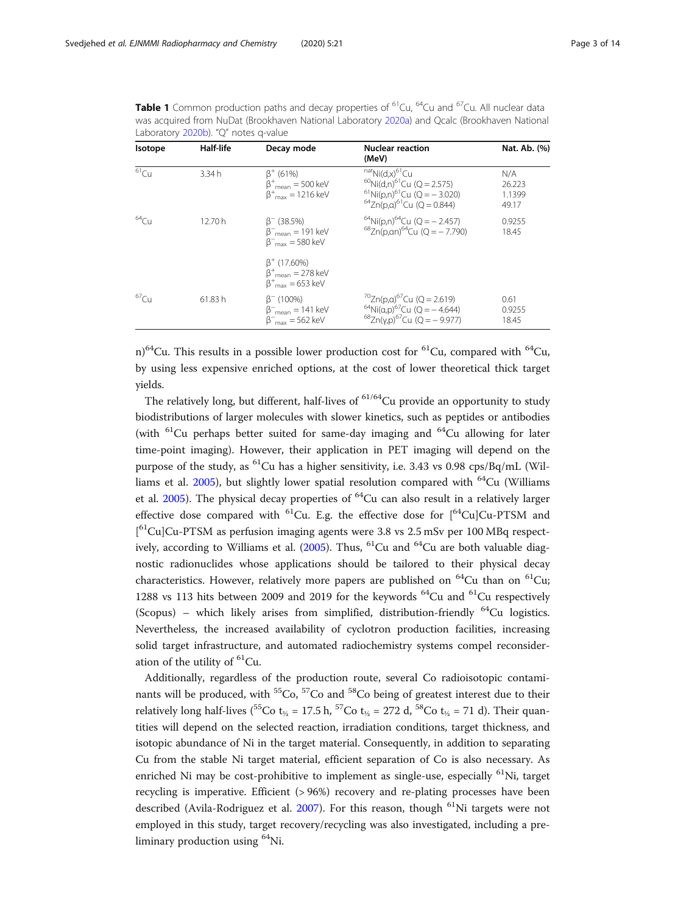**Table 1** Common production paths and decay properties of $^{61}Cu$, $^{64}Cu$ and $^{67}Cu$. All nuclear data was acquired from NuDat (Brookhaven National Laboratory 2020a) and Qcalc (Brookhaven National Laboratory 2020b). "Q" notes q-value

| Isotope | Half-life | Decay mode | Nuclear reaction (MeV) | Nat. Ab. (%) |
|---|---|---|---|---|
| $^{61}Cu$ | 3.34 h | $\beta^+$ (61%)<br>$\beta^+_{mean}$ = 500 keV<br>$\beta^+_{max}$ = 1216 keV | $^{nat}Ni(d,x)^{61}Cu$<br>$^{60}Ni(d,n)^{61}Cu$ (Q = 2.575)<br>$^{61}Ni(p,n)^{61}Cu$ (Q = − 3.020)<br>$^{64}Zn(p,\alpha)^{61}Cu$ (Q = 0.844) | N/A<br>26.223<br>1.1399<br>49.17 |
| $^{64}Cu$ | 12.70 h | $\beta^-$ (38.5%)<br>$\beta^-_{mean}$ = 191 keV<br>$\beta^-_{max}$ = 580 keV<br><br>$\beta^+$ (17.60%)<br>$\beta^+_{mean}$ = 278 keV<br>$\beta^+_{max}$ = 653 keV | $^{64}Ni(p,n)^{64}Cu$ (Q = − 2.457)<br>$^{68}Zn(p,\alpha n)^{64}Cu$ (Q = − 7.790) | 0.9255<br>18.45 |
| $^{67}Cu$ | 61.83 h | $\beta^-$ (100%)<br>$\beta^-_{mean}$ = 141 keV<br>$\beta^-_{max}$ = 562 keV | $^{70}Zn(p,\alpha)^{67}Cu$ (Q = 2.619)<br>$^{64}Ni(\alpha,p)^{67}Cu$ (Q = − 4.644)<br>$^{68}Zn(\gamma,p)^{67}Cu$ (Q = − 9.977) | 0.61<br>0.9255<br>18.45 |

n)$^{64}Cu$. This results in a possible lower production cost for $^{61}Cu$, compared with $^{64}Cu$, by using less expensive enriched options, at the cost of lower theoretical thick target yields.

The relatively long, but different, half-lives of $^{61/64}Cu$ provide an opportunity to study biodistributions of larger molecules with slower kinetics, such as peptides or antibodies (with $^{61}Cu$ perhaps better suited for same-day imaging and $^{64}Cu$ allowing for later time-point imaging). However, their application in PET imaging will depend on the purpose of the study, as $^{61}Cu$ has a higher sensitivity, i.e. 3.43 vs 0.98 cps/Bq/mL (Williams et al. 2005), but slightly lower spatial resolution compared with $^{64}Cu$ (Williams et al. 2005). The physical decay properties of $^{64}Cu$ can also result in a relatively larger effective dose compared with $^{61}Cu$. E.g. the effective dose for [$^{64}Cu$]Cu-PTSM and [$^{61}Cu$]Cu-PTSM as perfusion imaging agents were 3.8 vs 2.5 mSv per 100 MBq respectively, according to Williams et al. (2005). Thus, $^{61}Cu$ and $^{64}Cu$ are both valuable diagnostic radionuclides whose applications should be tailored to their physical decay characteristics. However, relatively more papers are published on $^{64}Cu$ than on $^{61}Cu$; 1288 vs 113 hits between 2009 and 2019 for the keywords $^{64}Cu$ and $^{61}Cu$ respectively (Scopus) – which likely arises from simplified, distribution-friendly $^{64}Cu$ logistics. Nevertheless, the increased availability of cyclotron production facilities, increasing solid target infrastructure, and automated radiochemistry systems compel reconsideration of the utility of $^{61}Cu$.

Additionally, regardless of the production route, several Co radioisotopic contaminants will be produced, with $^{55}Co$, $^{57}Co$ and $^{58}Co$ being of greatest interest due to their relatively long half-lives ($^{55}Co$ $t_{½}$ = 17.5 h, $^{57}Co$ $t_{½}$ = 272 d, $^{58}Co$ $t_{½}$ = 71 d). Their quantities will depend on the selected reaction, irradiation conditions, target thickness, and isotopic abundance of Ni in the target material. Consequently, in addition to separating Cu from the stable Ni target material, efficient separation of Co is also necessary. As enriched Ni may be cost-prohibitive to implement as single-use, especially $^{61}Ni$, target recycling is imperative. Efficient (> 96%) recovery and re-plating processes have been described (Avila-Rodriguez et al. 2007). For this reason, though $^{61}Ni$ targets were not employed in this study, target recovery/recycling was also investigated, including a preliminary production using $^{64}Ni$.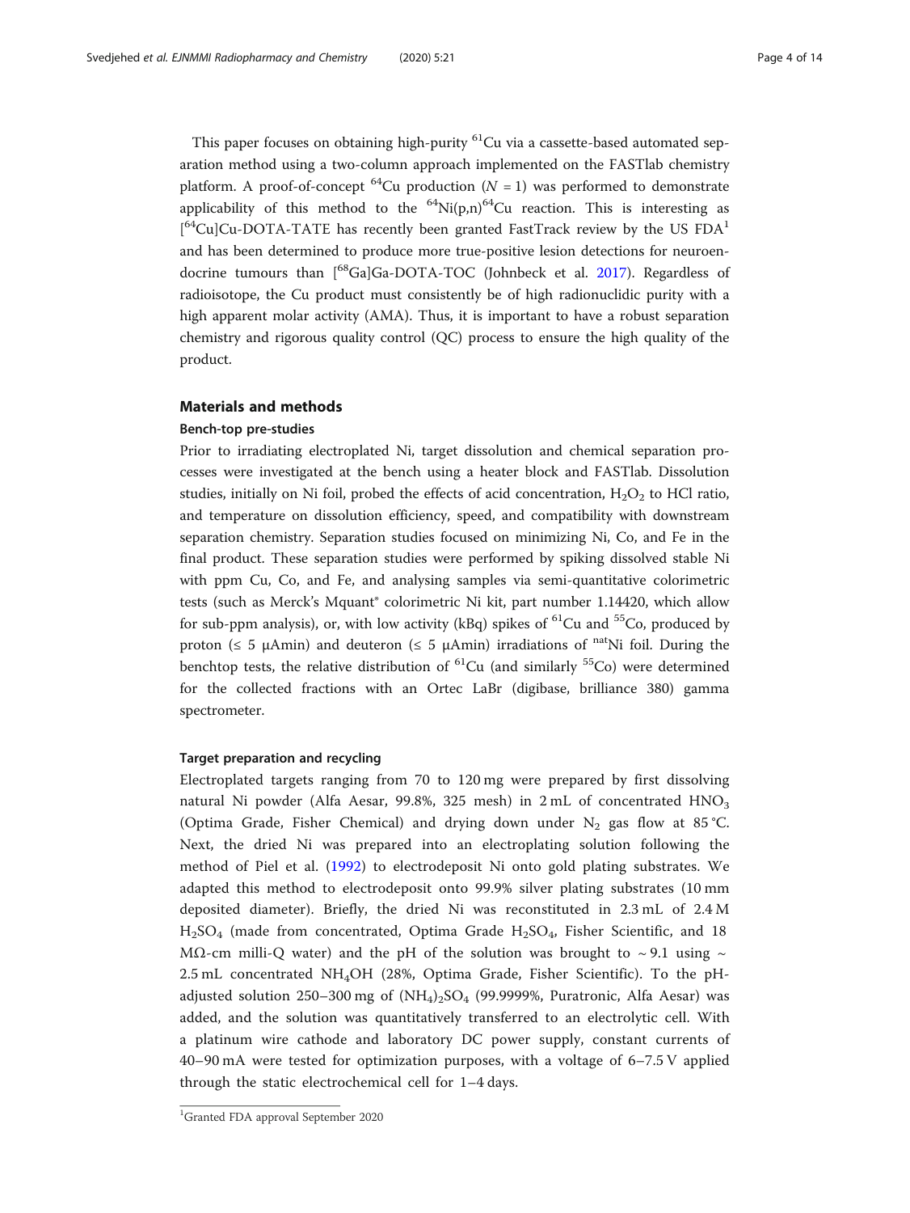This paper focuses on obtaining high-purity $^{61}$Cu via a cassette-based automated separation method using a two-column approach implemented on the FASTlab chemistry platform. A proof-of-concept $^{64}$Cu production ($N = 1$) was performed to demonstrate applicability of this method to the $^{64}$Ni(p,n)$^{64}$Cu reaction. This is interesting as [$^{64}$Cu]Cu-DOTA-TATE has recently been granted FastTrack review by the US FDA[1] and has been determined to produce more true-positive lesion detections for neuroendocrine tumours than [$^{68}$Ga]Ga-DOTA-TOC (Johnbeck et al. 2017). Regardless of radioisotope, the Cu product must consistently be of high radionuclidic purity with a high apparent molar activity (AMA). Thus, it is important to have a robust separation chemistry and rigorous quality control (QC) process to ensure the high quality of the product.

## Materials and methods

### Bench-top pre-studies

Prior to irradiating electroplated Ni, target dissolution and chemical separation processes were investigated at the bench using a heater block and FASTlab. Dissolution studies, initially on Ni foil, probed the effects of acid concentration, $H_2O_2$ to HCl ratio, and temperature on dissolution efficiency, speed, and compatibility with downstream separation chemistry. Separation studies focused on minimizing Ni, Co, and Fe in the final product. These separation studies were performed by spiking dissolved stable Ni with ppm Cu, Co, and Fe, and analysing samples via semi-quantitative colorimetric tests (such as Merck's Mquant® colorimetric Ni kit, part number 1.14420, which allow for sub-ppm analysis), or, with low activity (kBq) spikes of $^{61}$Cu and $^{55}$Co, produced by proton (≤ 5 μAmin) and deuteron (≤ 5 μAmin) irradiations of $^{nat}$Ni foil. During the benchtop tests, the relative distribution of $^{61}$Cu (and similarly $^{55}$Co) were determined for the collected fractions with an Ortec LaBr (digibase, brilliance 380) gamma spectrometer.

### Target preparation and recycling

Electroplated targets ranging from 70 to 120 mg were prepared by first dissolving natural Ni powder (Alfa Aesar, 99.8%, 325 mesh) in 2 mL of concentrated $HNO_3$ (Optima Grade, Fisher Chemical) and drying down under $N_2$ gas flow at 85 °C. Next, the dried Ni was prepared into an electroplating solution following the method of Piel et al. (1992) to electrodeposit Ni onto gold plating substrates. We adapted this method to electrodeposit onto 99.9% silver plating substrates (10 mm deposited diameter). Briefly, the dried Ni was reconstituted in 2.3 mL of 2.4 M $H_2SO_4$ (made from concentrated, Optima Grade $H_2SO_4$, Fisher Scientific, and 18 MΩ-cm milli-Q water) and the pH of the solution was brought to ~ 9.1 using ~ 2.5 mL concentrated $NH_4OH$ (28%, Optima Grade, Fisher Scientific). To the pH-adjusted solution 250–300 mg of $(NH_4)_2SO_4$ (99.9999%, Puratronic, Alfa Aesar) was added, and the solution was quantitatively transferred to an electrolytic cell. With a platinum wire cathode and laboratory DC power supply, constant currents of 40–90 mA were tested for optimization purposes, with a voltage of 6–7.5 V applied through the static electrochemical cell for 1–4 days.

[1] Granted FDA approval September 2020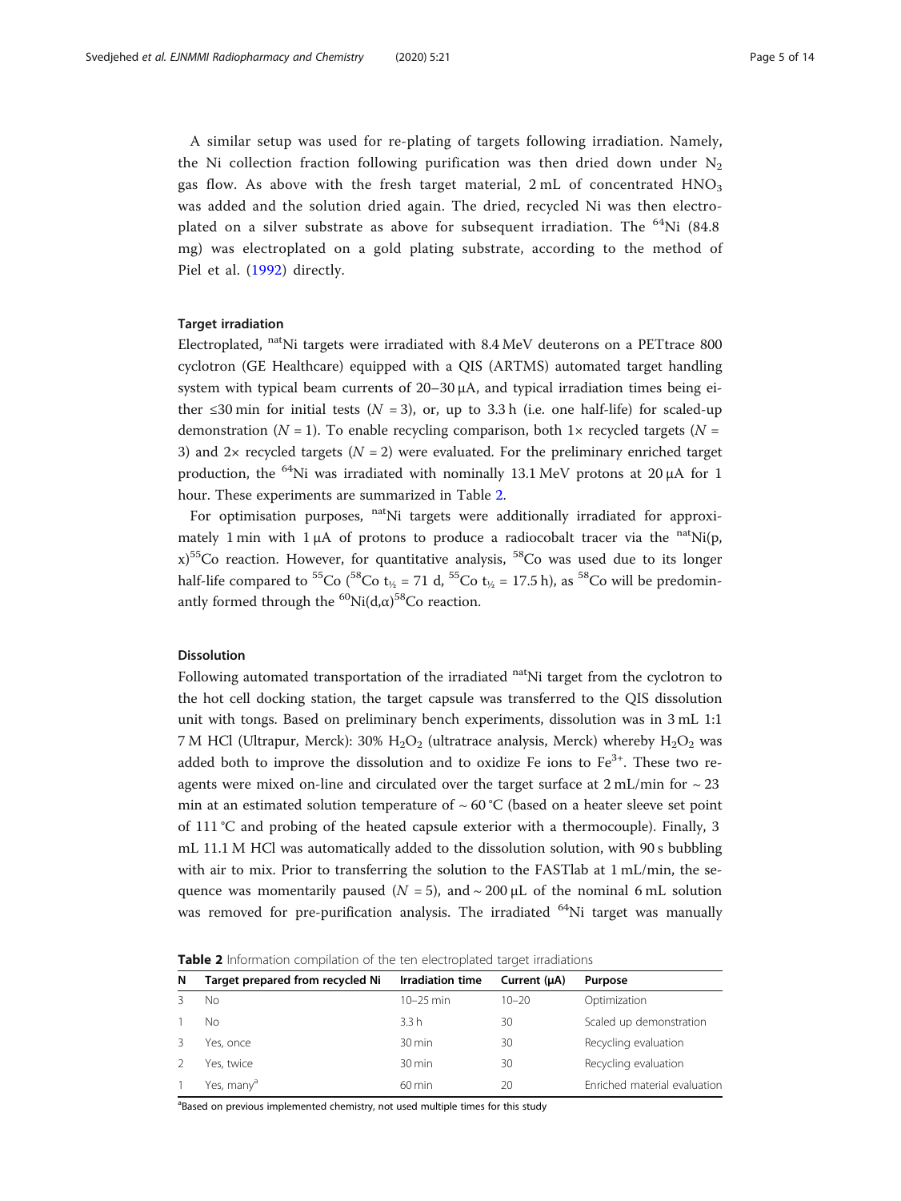A similar setup was used for re-plating of targets following irradiation. Namely, the Ni collection fraction following purification was then dried down under $N_2$ gas flow. As above with the fresh target material, 2 mL of concentrated $HNO_3$ was added and the solution dried again. The dried, recycled Ni was then electroplated on a silver substrate as above for subsequent irradiation. The $^{64}$Ni (84.8 mg) was electroplated on a gold plating substrate, according to the method of Piel et al. (1992) directly.

### Target irradiation

Electroplated, $^{nat}$Ni targets were irradiated with 8.4 MeV deuterons on a PETtrace 800 cyclotron (GE Healthcare) equipped with a QIS (ARTMS) automated target handling system with typical beam currents of 20–30 μA, and typical irradiation times being either ≤30 min for initial tests ($N = 3$), or, up to 3.3 h (i.e. one half-life) for scaled-up demonstration ($N = 1$). To enable recycling comparison, both 1× recycled targets ($N = 3$) and 2× recycled targets ($N = 2$) were evaluated. For the preliminary enriched target production, the $^{64}$Ni was irradiated with nominally 13.1 MeV protons at 20 μA for 1 hour. These experiments are summarized in Table 2.

For optimisation purposes, $^{nat}$Ni targets were additionally irradiated for approximately 1 min with 1 μA of protons to produce a radiocobalt tracer via the $^{nat}$Ni(p, x)$^{55}$Co reaction. However, for quantitative analysis, $^{58}$Co was used due to its longer half-life compared to $^{55}$Co ($^{58}$Co $t_{½}$ = 71 d, $^{55}$Co $t_{½}$ = 17.5 h), as $^{58}$Co will be predominantly formed through the $^{60}$Ni(d,α)$^{58}$Co reaction.

### Dissolution

Following automated transportation of the irradiated $^{nat}$Ni target from the cyclotron to the hot cell docking station, the target capsule was transferred to the QIS dissolution unit with tongs. Based on preliminary bench experiments, dissolution was in 3 mL 1:1 7 M HCl (Ultrapur, Merck): 30% $H_2O_2$ (ultratrace analysis, Merck) whereby $H_2O_2$ was added both to improve the dissolution and to oxidize Fe ions to $Fe^{3+}$. These two reagents were mixed on-line and circulated over the target surface at 2 mL/min for ~ 23 min at an estimated solution temperature of ~ 60 °C (based on a heater sleeve set point of 111 °C and probing of the heated capsule exterior with a thermocouple). Finally, 3 mL 11.1 M HCl was automatically added to the dissolution solution, with 90 s bubbling with air to mix. Prior to transferring the solution to the FASTlab at 1 mL/min, the sequence was momentarily paused ($N = 5$), and ~ 200 μL of the nominal 6 mL solution was removed for pre-purification analysis. The irradiated $^{64}$Ni target was manually

**Table 2** Information compilation of the ten electroplated target irradiations

| N | Target prepared from recycled Ni | Irradiation time | Current (μA) | Purpose |
|---|---|---|---|---|
| 3 | No | 10–25 min | 10–20 | Optimization |
| 1 | No | 3.3 h | 30 | Scaled up demonstration |
| 3 | Yes, once | 30 min | 30 | Recycling evaluation |
| 2 | Yes, twice | 30 min | 30 | Recycling evaluation |
| 1 | Yes, many[a] | 60 min | 20 | Enriched material evaluation |

[a]Based on previous implemented chemistry, not used multiple times for this study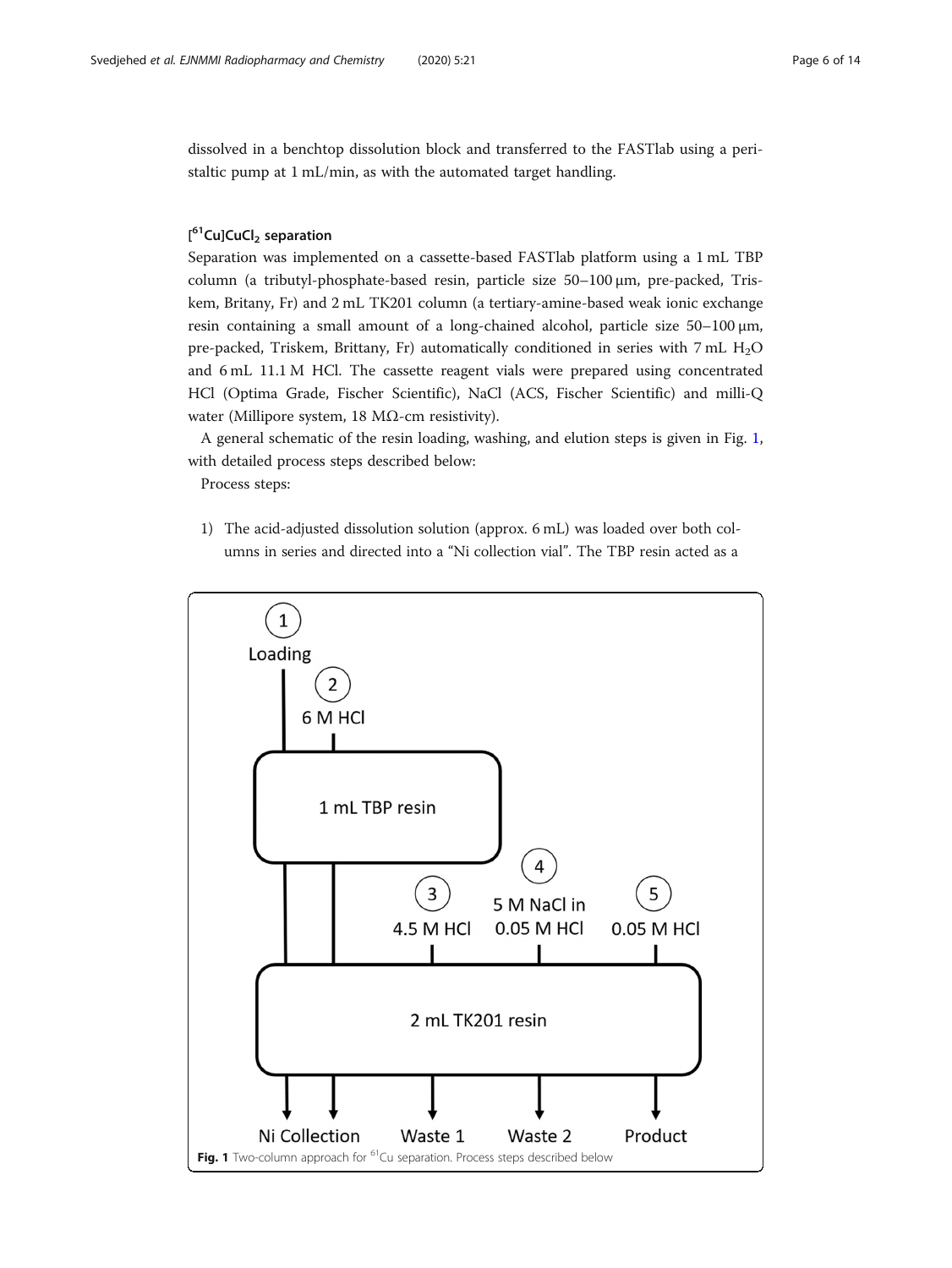dissolved in a benchtop dissolution block and transferred to the FASTlab using a peristaltic pump at 1 mL/min, as with the automated target handling.

### [$^{61}$Cu]$CuCl_2$ separation

Separation was implemented on a cassette-based FASTlab platform using a 1 mL TBP column (a tributyl-phosphate-based resin, particle size 50–100 μm, pre-packed, Triskem, Britany, Fr) and 2 mL TK201 column (a tertiary-amine-based weak ionic exchange resin containing a small amount of a long-chained alcohol, particle size 50–100 μm, pre-packed, Triskem, Brittany, Fr) automatically conditioned in series with 7 mL $H_2O$ and 6 mL 11.1 M HCl. The cassette reagent vials were prepared using concentrated HCl (Optima Grade, Fischer Scientific), NaCl (ACS, Fischer Scientific) and milli-Q water (Millipore system, 18 MΩ-cm resistivity).

A general schematic of the resin loading, washing, and elution steps is given in Fig. 1, with detailed process steps described below:

Process steps:

1) The acid-adjusted dissolution solution (approx. 6 mL) was loaded over both columns in series and directed into a "Ni collection vial". The TBP resin acted as a

**Fig. 1** Two-column approach for $^{61}$Cu separation. Process steps described below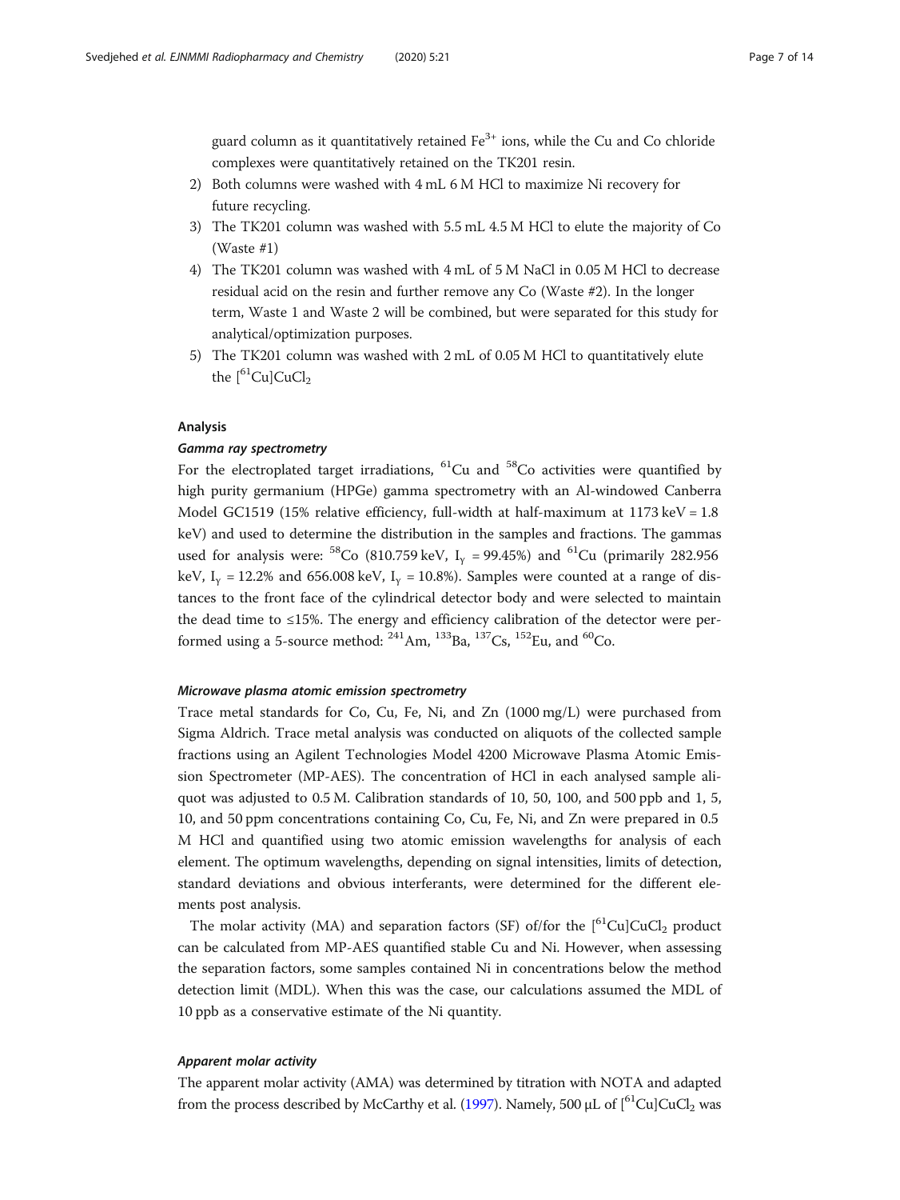guard column as it quantitatively retained $Fe^{3+}$ ions, while the Cu and Co chloride complexes were quantitatively retained on the TK201 resin.

2) Both columns were washed with 4 mL 6 M HCl to maximize Ni recovery for future recycling.
3) The TK201 column was washed with 5.5 mL 4.5 M HCl to elute the majority of Co (Waste #1)
4) The TK201 column was washed with 4 mL of 5 M NaCl in 0.05 M HCl to decrease residual acid on the resin and further remove any Co (Waste #2). In the longer term, Waste 1 and Waste 2 will be combined, but were separated for this study for analytical/optimization purposes.
5) The TK201 column was washed with 2 mL of 0.05 M HCl to quantitatively elute the $[^{61}Cu]CuCl_2$

### Analysis

#### Gamma ray spectrometry

For the electroplated target irradiations, $^{61}Cu$ and $^{58}Co$ activities were quantified by high purity germanium (HPGe) gamma spectrometry with an Al-windowed Canberra Model GC1519 (15% relative efficiency, full-width at half-maximum at 1173 keV = 1.8 keV) and used to determine the distribution in the samples and fractions. The gammas used for analysis were: $^{58}Co$ (810.759 keV, $I_\gamma$ = 99.45%) and $^{61}Cu$ (primarily 282.956 keV, $I_\gamma$ = 12.2% and 656.008 keV, $I_\gamma$ = 10.8%). Samples were counted at a range of distances to the front face of the cylindrical detector body and were selected to maintain the dead time to ≤15%. The energy and efficiency calibration of the detector were performed using a 5-source method: $^{241}Am$, $^{133}Ba$, $^{137}Cs$, $^{152}Eu$, and $^{60}Co$.

#### Microwave plasma atomic emission spectrometry

Trace metal standards for Co, Cu, Fe, Ni, and Zn (1000 mg/L) were purchased from Sigma Aldrich. Trace metal analysis was conducted on aliquots of the collected sample fractions using an Agilent Technologies Model 4200 Microwave Plasma Atomic Emission Spectrometer (MP-AES). The concentration of HCl in each analysed sample aliquot was adjusted to 0.5 M. Calibration standards of 10, 50, 100, and 500 ppb and 1, 5, 10, and 50 ppm concentrations containing Co, Cu, Fe, Ni, and Zn were prepared in 0.5 M HCl and quantified using two atomic emission wavelengths for analysis of each element. The optimum wavelengths, depending on signal intensities, limits of detection, standard deviations and obvious interferants, were determined for the different elements post analysis.

The molar activity (MA) and separation factors (SF) of/for the $[^{61}Cu]CuCl_2$ product can be calculated from MP-AES quantified stable Cu and Ni. However, when assessing the separation factors, some samples contained Ni in concentrations below the method detection limit (MDL). When this was the case, our calculations assumed the MDL of 10 ppb as a conservative estimate of the Ni quantity.

#### Apparent molar activity

The apparent molar activity (AMA) was determined by titration with NOTA and adapted from the process described by McCarthy et al. (1997). Namely, 500 μL of $[^{61}Cu]CuCl_2$ was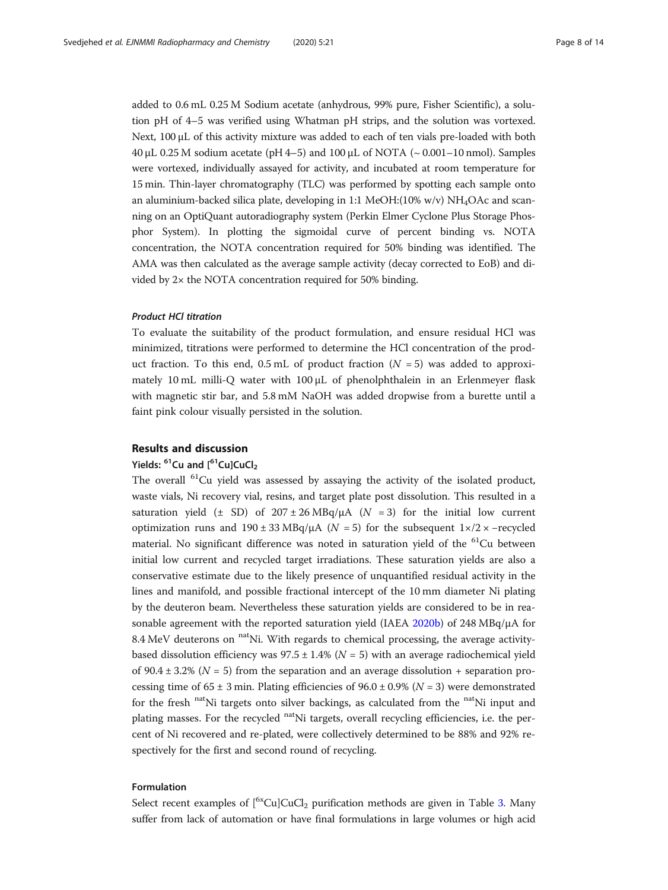added to 0.6 mL 0.25 M Sodium acetate (anhydrous, 99% pure, Fisher Scientific), a solution pH of 4–5 was verified using Whatman pH strips, and the solution was vortexed. Next, 100 μL of this activity mixture was added to each of ten vials pre-loaded with both 40 μL 0.25 M sodium acetate (pH 4–5) and 100 μL of NOTA (~ 0.001–10 nmol). Samples were vortexed, individually assayed for activity, and incubated at room temperature for 15 min. Thin-layer chromatography (TLC) was performed by spotting each sample onto an aluminium-backed silica plate, developing in 1:1 MeOH:(10% w/v) $NH_4OAc$ and scanning on an OptiQuant autoradiography system (Perkin Elmer Cyclone Plus Storage Phosphor System). In plotting the sigmoidal curve of percent binding vs. NOTA concentration, the NOTA concentration required for 50% binding was identified. The AMA was then calculated as the average sample activity (decay corrected to EoB) and divided by 2× the NOTA concentration required for 50% binding.

#### *Product HCl titration*

To evaluate the suitability of the product formulation, and ensure residual HCl was minimized, titrations were performed to determine the HCl concentration of the product fraction. To this end, 0.5 mL of product fraction ($N$ = 5) was added to approximately 10 mL milli-Q water with 100 μL of phenolphthalein in an Erlenmeyer flask with magnetic stir bar, and 5.8 mM NaOH was added dropwise from a burette until a faint pink colour visually persisted in the solution.

## Results and discussion

### Yields: $^{61}$Cu and [$^{61}$Cu]$CuCl_2$

The overall $^{61}$Cu yield was assessed by assaying the activity of the isolated product, waste vials, Ni recovery vial, resins, and target plate post dissolution. This resulted in a saturation yield (± SD) of 207 ± 26 MBq/μA ($N$ = 3) for the initial low current optimization runs and 190 ± 33 MBq/μA ($N$ = 5) for the subsequent 1×/2 × −recycled material. No significant difference was noted in saturation yield of the $^{61}$Cu between initial low current and recycled target irradiations. These saturation yields are also a conservative estimate due to the likely presence of unquantified residual activity in the lines and manifold, and possible fractional intercept of the 10 mm diameter Ni plating by the deuteron beam. Nevertheless these saturation yields are considered to be in reasonable agreement with the reported saturation yield (IAEA 2020b) of 248 MBq/μA for 8.4 MeV deuterons on $^{nat}$Ni. With regards to chemical processing, the average activity-based dissolution efficiency was 97.5 ± 1.4% ($N$ = 5) with an average radiochemical yield of 90.4 ± 3.2% ($N$ = 5) from the separation and an average dissolution + separation processing time of 65 ± 3 min. Plating efficiencies of 96.0 ± 0.9% ($N$ = 3) were demonstrated for the fresh $^{nat}$Ni targets onto silver backings, as calculated from the $^{nat}$Ni input and plating masses. For the recycled $^{nat}$Ni targets, overall recycling efficiencies, i.e. the percent of Ni recovered and re-plated, were collectively determined to be 88% and 92% respectively for the first and second round of recycling.

### Formulation

Select recent examples of [$^{6x}$Cu]$CuCl_2$ purification methods are given in Table 3. Many suffer from lack of automation or have final formulations in large volumes or high acid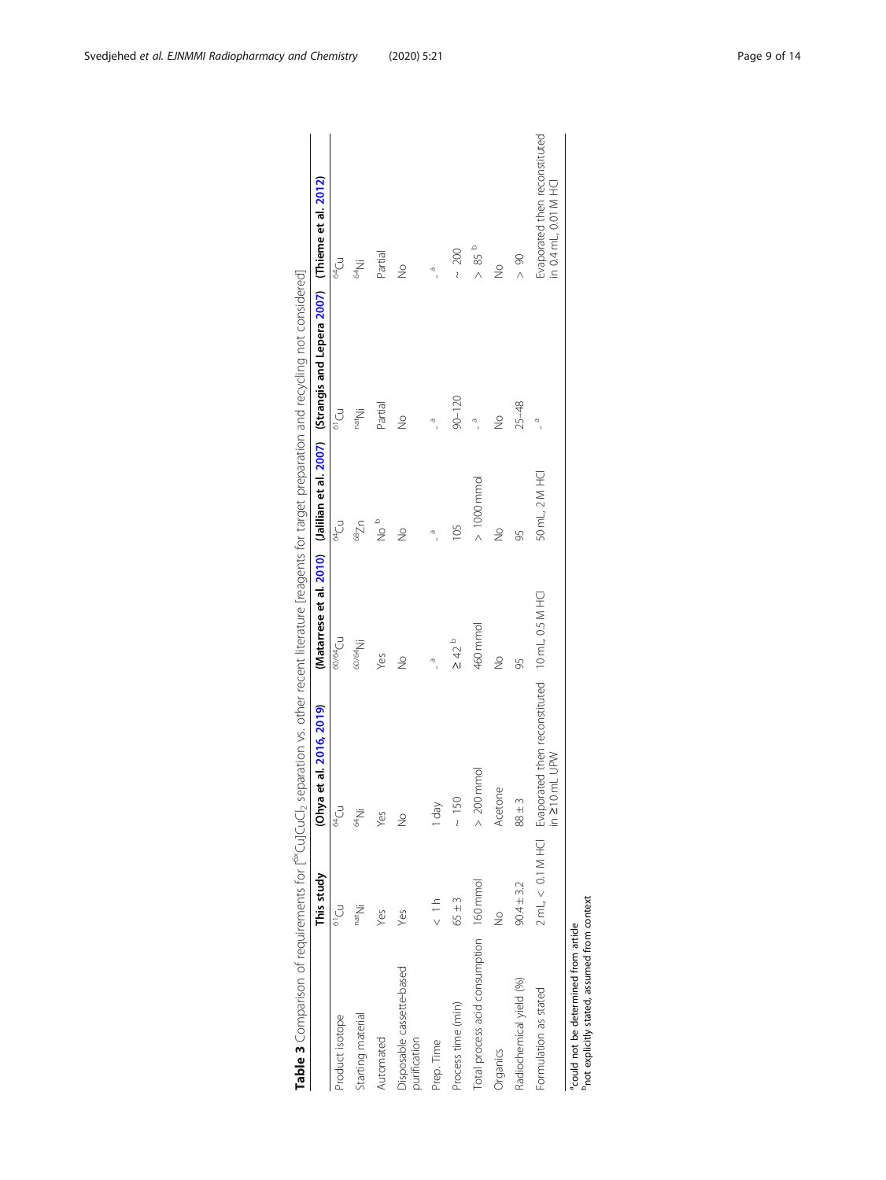**Table 3** Comparison of requirements for [$^{6x}$Cu]$CuCl_2$ separation vs. other recent literature [reagents for target preparation and recycling not considered]

| | This study | (Ohya et al. 2016, 2019) | (Matarrese et al. 2010) | (Jalilian et al. 2007) | (Strangis and Lepera 2007) | (Thieme et al. 2012) |
|---|---|---|---|---|---|---|
| Product isotope | $^{61}$Cu | $^{64}$Cu | $^{60/64}$Cu | $^{64}$Cu | $^{61}$Cu | $^{64}$Cu |
| Starting material | $^{nat}$Ni | $^{64}$Ni | $^{60/64}$Ni | $^{68}$Zn | $^{nat}$Ni | $^{64}$Ni |
| Automated | Yes | Yes | Yes | No [b] | Partial | Partial |
| Disposable cassette-based purification | Yes | No | No | No | No | No |
| Prep. Time | < 1 h | 1 day | - [a] | - [a] | - [a] | - [a] |
| Process time (min) | 65 ± 3 | ~ 150 | ≥ 42 [b] | 105 | 90–120 | ~ 200 |
| Total process acid consumption | 160 mmol | > 200 mmol | 460 mmol | > 1000 mmol | - [a] | > 85 [b] |
| Organics | No | Acetone | No | No | No | No |
| Radiochemical yield (%) | 90.4 ± 3.2 | 88 ± 3 | 95 | 95 | 25–48 | > 90 |
| Formulation as stated | 2 mL, < 0.1 M HCl | Evaporated then reconstituted in ≥10 mL UPW | 10 mL, 0.5 M HCl | 50 mL, 2 M HCl | - [a] | Evaporated then reconstituted in 0.4 mL, 0.01 M HCl |

[a]could not be determined from article
[b]not explicitly stated, assumed from context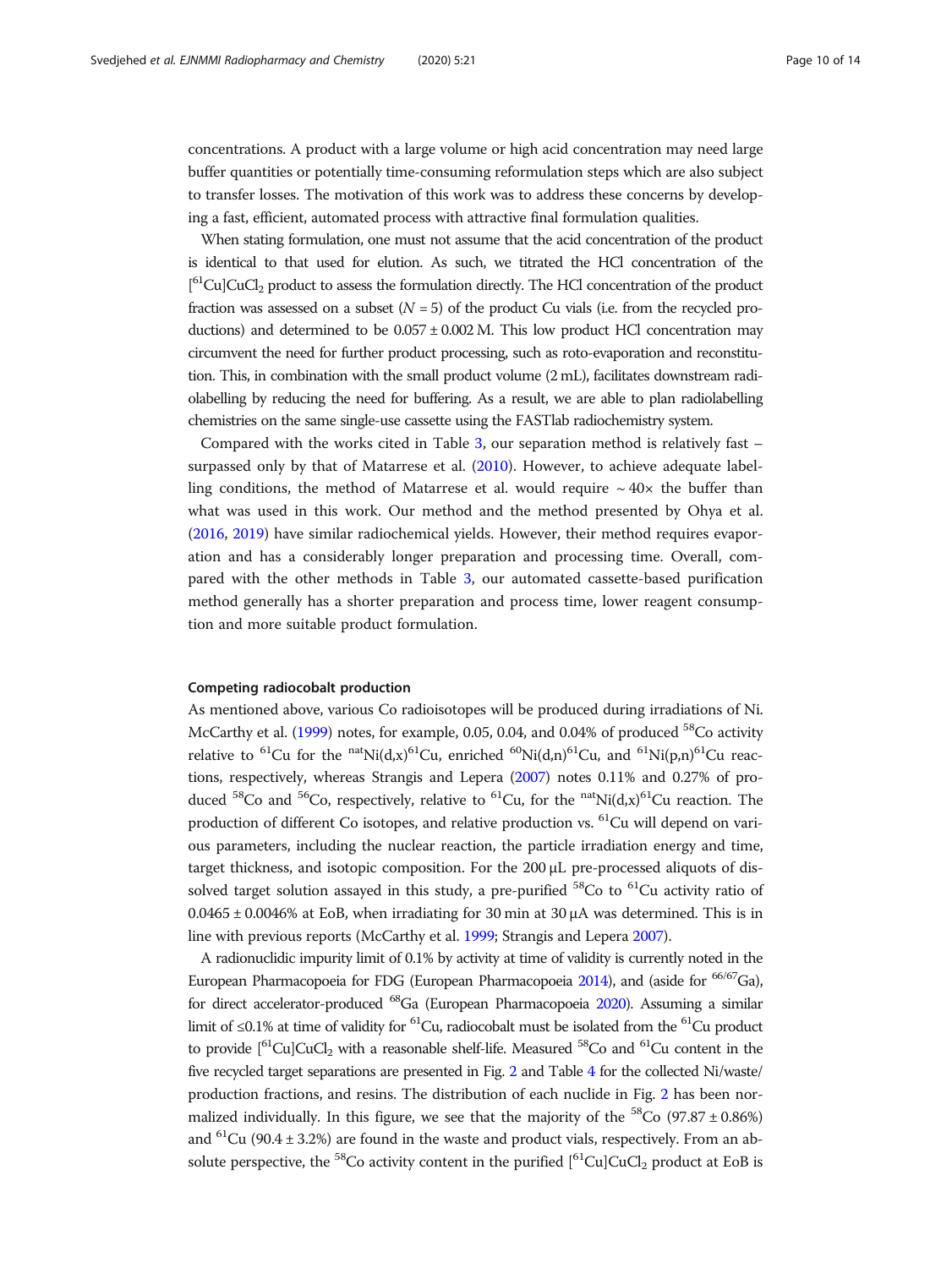concentrations. A product with a large volume or high acid concentration may need large buffer quantities or potentially time-consuming reformulation steps which are also subject to transfer losses. The motivation of this work was to address these concerns by developing a fast, efficient, automated process with attractive final formulation qualities.

When stating formulation, one must not assume that the acid concentration of the product is identical to that used for elution. As such, we titrated the HCl concentration of the $[^{61}Cu]CuCl_2$ product to assess the formulation directly. The HCl concentration of the product fraction was assessed on a subset ($N = 5$) of the product Cu vials (i.e. from the recycled productions) and determined to be $0.057 \pm 0.002$ M. This low product HCl concentration may circumvent the need for further product processing, such as roto-evaporation and reconstitution. This, in combination with the small product volume (2 mL), facilitates downstream radiolabelling by reducing the need for buffering. As a result, we are able to plan radiolabelling chemistries on the same single-use cassette using the FASTlab radiochemistry system.

Compared with the works cited in Table 3, our separation method is relatively fast – surpassed only by that of Matarrese et al. (2010). However, to achieve adequate labelling conditions, the method of Matarrese et al. would require ~ 40× the buffer than what was used in this work. Our method and the method presented by Ohya et al. (2016, 2019) have similar radiochemical yields. However, their method requires evaporation and has a considerably longer preparation and processing time. Overall, compared with the other methods in Table 3, our automated cassette-based purification method generally has a shorter preparation and process time, lower reagent consumption and more suitable product formulation.

#### Competing radiocobalt production

As mentioned above, various Co radioisotopes will be produced during irradiations of Ni. McCarthy et al. (1999) notes, for example, 0.05, 0.04, and 0.04% of produced $^{58}Co$ activity relative to $^{61}Cu$ for the $^{nat}Ni(d,x)^{61}Cu$, enriched $^{60}Ni(d,n)^{61}Cu$, and $^{61}Ni(p,n)^{61}Cu$ reactions, respectively, whereas Strangis and Lepera (2007) notes 0.11% and 0.27% of produced $^{58}Co$ and $^{56}Co$, respectively, relative to $^{61}Cu$, for the $^{nat}Ni(d,x)^{61}Cu$ reaction. The production of different Co isotopes, and relative production vs. $^{61}Cu$ will depend on various parameters, including the nuclear reaction, the particle irradiation energy and time, target thickness, and isotopic composition. For the 200 µL pre-processed aliquots of dissolved target solution assayed in this study, a pre-purified $^{58}Co$ to $^{61}Cu$ activity ratio of $0.0465 \pm 0.0046\%$ at EoB, when irradiating for 30 min at 30 µA was determined. This is in line with previous reports (McCarthy et al. 1999; Strangis and Lepera 2007).

A radionuclidic impurity limit of 0.1% by activity at time of validity is currently noted in the European Pharmacopoeia for FDG (European Pharmacopoeia 2014), and (aside for $^{66/67}Ga$), for direct accelerator-produced $^{68}Ga$ (European Pharmacopoeia 2020). Assuming a similar limit of ≤0.1% at time of validity for $^{61}Cu$, radiocobalt must be isolated from the $^{61}Cu$ product to provide $[^{61}Cu]CuCl_2$ with a reasonable shelf-life. Measured $^{58}Co$ and $^{61}Cu$ content in the five recycled target separations are presented in Fig. 2 and Table 4 for the collected Ni/waste/production fractions, and resins. The distribution of each nuclide in Fig. 2 has been normalized individually. In this figure, we see that the majority of the $^{58}Co$ ($97.87 \pm 0.86\%$) and $^{61}Cu$ ($90.4 \pm 3.2\%$) are found in the waste and product vials, respectively. From an absolute perspective, the $^{58}Co$ activity content in the purified $[^{61}Cu]CuCl_2$ product at EoB is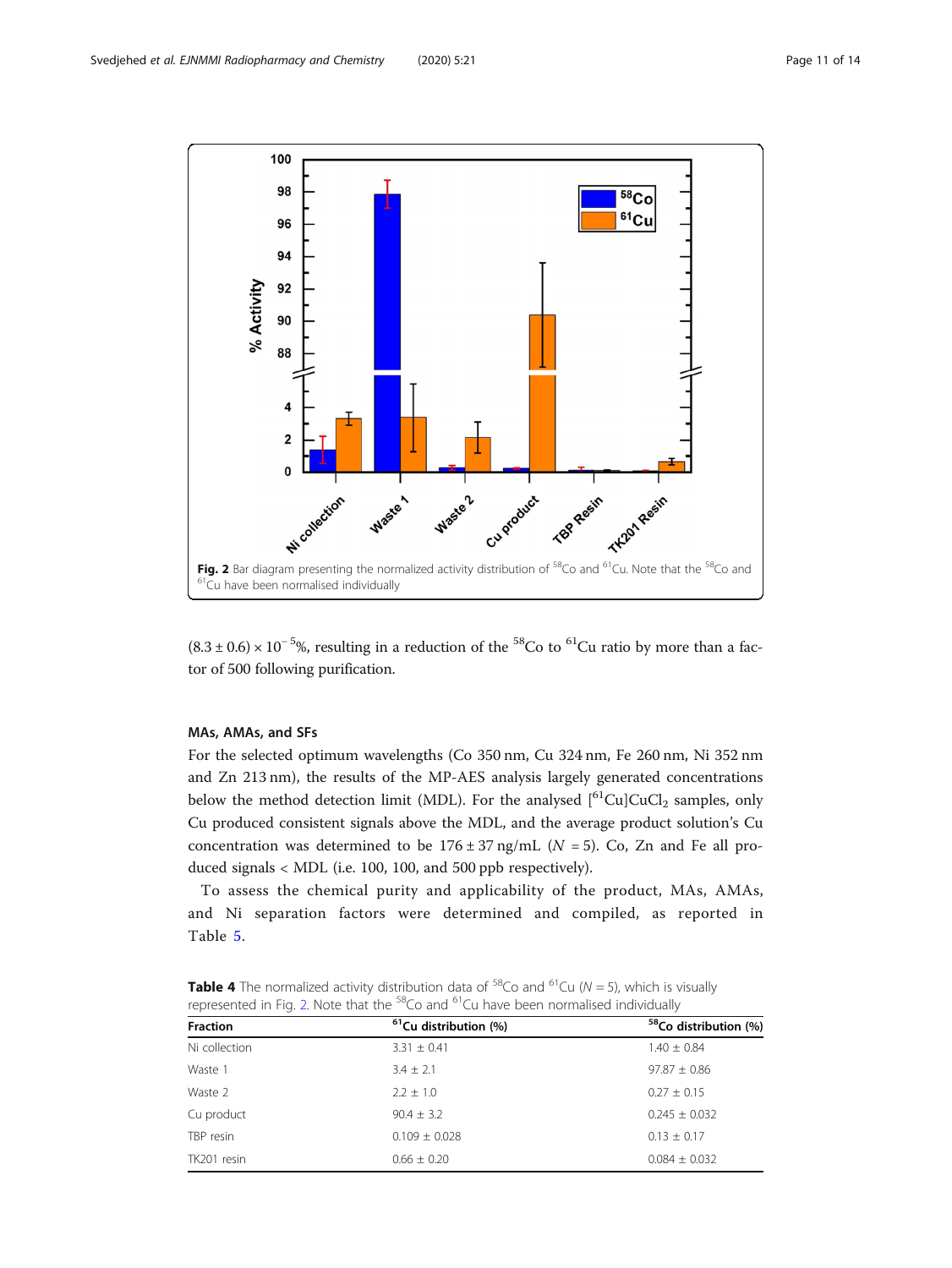Fig. 2 Bar diagram presenting the normalized activity distribution of $^{58}$Co and $^{61}$Cu. Note that the $^{58}$Co and $^{61}$Cu have been normalised individually

$(8.3 \pm 0.6) \times 10^{-5}$%, resulting in a reduction of the $^{58}$Co to $^{61}$Cu ratio by more than a factor of 500 following purification.

### MAs, AMAs, and SFs

For the selected optimum wavelengths (Co 350 nm, Cu 324 nm, Fe 260 nm, Ni 352 nm and Zn 213 nm), the results of the MP-AES analysis largely generated concentrations below the method detection limit (MDL). For the analysed [$^{61}$Cu]$CuCl_2$ samples, only Cu produced consistent signals above the MDL, and the average product solution's Cu concentration was determined to be $176 \pm 37$ ng/mL ($N = 5$). Co, Zn and Fe all produced signals < MDL (i.e. 100, 100, and 500 ppb respectively).

To assess the chemical purity and applicability of the product, MAs, AMAs, and Ni separation factors were determined and compiled, as reported in Table 5.

**Table 4** The normalized activity distribution data of $^{58}$Co and $^{61}$Cu ($N = 5$), which is visually represented in Fig. 2. Note that the $^{58}$Co and $^{61}$Cu have been normalised individually

| Fraction | $^{61}$Cu distribution (%) | $^{58}$Co distribution (%) |
|---|---|---|
| Ni collection | 3.31 ± 0.41 | 1.40 ± 0.84 |
| Waste 1 | 3.4 ± 2.1 | 97.87 ± 0.86 |
| Waste 2 | 2.2 ± 1.0 | 0.27 ± 0.15 |
| Cu product | 90.4 ± 3.2 | 0.245 ± 0.032 |
| TBP resin | 0.109 ± 0.028 | 0.13 ± 0.17 |
| TK201 resin | 0.66 ± 0.20 | 0.084 ± 0.032 |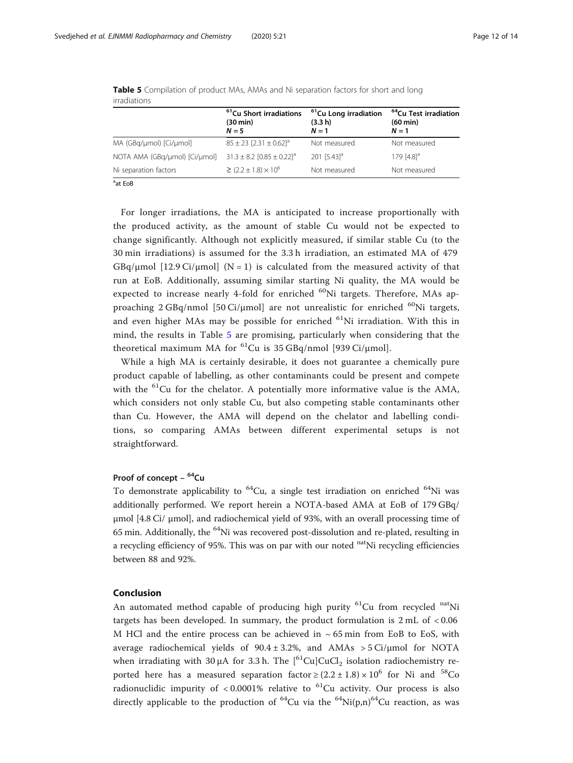**Table 5** Compilation of product MAs, AMAs and Ni separation factors for short and long irradiations

| | $^{61}$Cu Short irradiations (30 min) $N = 5$ | $^{61}$Cu Long irradiation (3.3 h) $N = 1$ | $^{64}$Cu Test irradiation (60 min) $N = 1$ |
|---|---|---|---|
| MA (GBq/μmol) [Ci/μmol] | $85 \pm 23$ [$2.31 \pm 0.62$][a] | Not measured | Not measured |
| NOTA AMA (GBq/μmol) [Ci/μmol] | $31.3 \pm 8.2$ [$0.85 \pm 0.22$][a] | 201 [5.43][a] | 179 [4.8][a] |
| Ni separation factors | $\geq (2.2 \pm 1.8) \times 10^6$ | Not measured | Not measured |

[a]at EoB

For longer irradiations, the MA is anticipated to increase proportionally with the produced activity, as the amount of stable Cu would not be expected to change significantly. Although not explicitly measured, if similar stable Cu (to the 30 min irradiations) is assumed for the 3.3 h irradiation, an estimated MA of 479 GBq/μmol [12.9 Ci/μmol] (N = 1) is calculated from the measured activity of that run at EoB. Additionally, assuming similar starting Ni quality, the MA would be expected to increase nearly 4-fold for enriched $^{60}$Ni targets. Therefore, MAs approaching 2 GBq/nmol [50 Ci/μmol] are not unrealistic for enriched $^{60}$Ni targets, and even higher MAs may be possible for enriched $^{61}$Ni irradiation. With this in mind, the results in Table 5 are promising, particularly when considering that the theoretical maximum MA for $^{61}$Cu is 35 GBq/nmol [939 Ci/μmol].

While a high MA is certainly desirable, it does not guarantee a chemically pure product capable of labelling, as other contaminants could be present and compete with the $^{61}$Cu for the chelator. A potentially more informative value is the AMA, which considers not only stable Cu, but also competing stable contaminants other than Cu. However, the AMA will depend on the chelator and labelling conditions, so comparing AMAs between different experimental setups is not straightforward.

### Proof of concept – $^{64}$Cu

To demonstrate applicability to $^{64}$Cu, a single test irradiation on enriched $^{64}$Ni was additionally performed. We report herein a NOTA-based AMA at EoB of 179 GBq/ μmol [4.8 Ci/ μmol], and radiochemical yield of 93%, with an overall processing time of 65 min. Additionally, the $^{64}$Ni was recovered post-dissolution and re-plated, resulting in a recycling efficiency of 95%. This was on par with our noted $^{nat}$Ni recycling efficiencies between 88 and 92%.

## Conclusion

An automated method capable of producing high purity $^{61}$Cu from recycled $^{nat}$Ni targets has been developed. In summary, the product formulation is 2 mL of < 0.06 M HCl and the entire process can be achieved in ~ 65 min from EoB to EoS, with average radiochemical yields of $90.4 \pm 3.2$%, and AMAs > 5 Ci/μmol for NOTA when irradiating with 30 μA for 3.3 h. The [$^{61}$Cu]$CuCl_2$ isolation radiochemistry reported here has a measured separation factor $\geq (2.2 \pm 1.8) \times 10^6$ for Ni and $^{58}$Co radionuclidic impurity of < 0.0001% relative to $^{61}$Cu activity. Our process is also directly applicable to the production of $^{64}$Cu via the $^{64}$Ni(p,n)$^{64}$Cu reaction, as was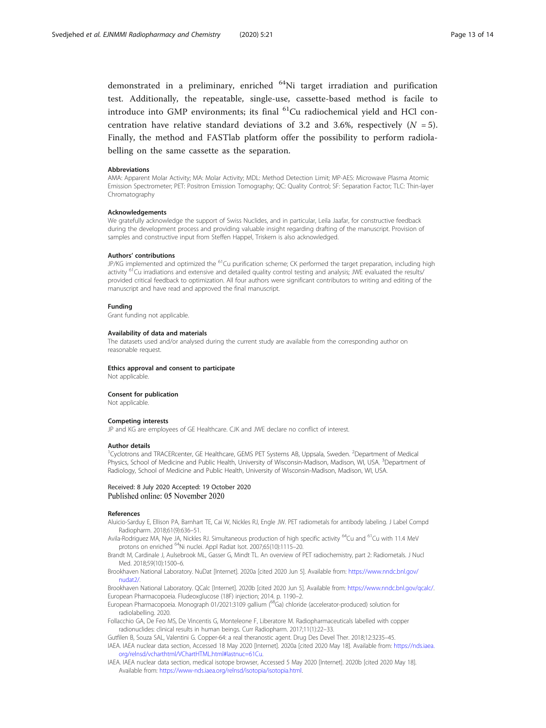demonstrated in a preliminary, enriched $^{64}$Ni target irradiation and purification test. Additionally, the repeatable, single-use, cassette-based method is facile to introduce into GMP environments; its final $^{61}$Cu radiochemical yield and HCl concentration have relative standard deviations of 3.2 and 3.6%, respectively ($N = 5$). Finally, the method and FASTlab platform offer the possibility to perform radiolabelling on the same cassette as the separation.

### Abbreviations

AMA: Apparent Molar Activity; MA: Molar Activity; MDL: Method Detection Limit; MP-AES: Microwave Plasma Atomic Emission Spectrometer; PET: Positron Emission Tomography; QC: Quality Control; SF: Separation Factor; TLC: Thin-layer Chromatography

### Acknowledgements

We gratefully acknowledge the support of Swiss Nuclides, and in particular, Leila Jaafar, for constructive feedback during the development process and providing valuable insight regarding drafting of the manuscript. Provision of samples and constructive input from Steffen Happel, Triskem is also acknowledged.

### Authors' contributions

JP/KG implemented and optimized the $^{61}$Cu purification scheme; CK performed the target preparation, including high activity $^{61}$Cu irradiations and extensive and detailed quality control testing and analysis; JWE evaluated the results/provided critical feedback to optimization. All four authors were significant contributors to writing and editing of the manuscript and have read and approved the final manuscript.

### Funding

Grant funding not applicable.

### Availability of data and materials

The datasets used and/or analysed during the current study are available from the corresponding author on reasonable request.

### Ethics approval and consent to participate

Not applicable.

### Consent for publication

Not applicable.

### Competing interests

JP and KG are employees of GE Healthcare. CJK and JWE declare no conflict of interest.

### Author details

[1]Cyclotrons and TRACERcenter, GE Healthcare, GEMS PET Systems AB, Uppsala, Sweden. [2]Department of Medical Physics, School of Medicine and Public Health, University of Wisconsin-Madison, Madison, WI, USA. [3]Department of Radiology, School of Medicine and Public Health, University of Wisconsin-Madison, Madison, WI, USA.

Received: 8 July 2020 Accepted: 19 October 2020
Published online: 05 November 2020

### References

Aluicio-Sarduy E, Ellison PA, Barnhart TE, Cai W, Nickles RJ, Engle JW. PET radiometals for antibody labeling. J Label Compd Radiopharm. 2018;61(9):636–51.

Avila-Rodriguez MA, Nye JA, Nickles RJ. Simultaneous production of high specific activity $^{64}$Cu and $^{61}$Cu with 11.4 MeV protons on enriched $^{64}$Ni nuclei. Appl Radiat Isot. 2007;65(10):1115–20.

Brandt M, Cardinale J, Aulsebrook ML, Gasser G, Mindt TL. An overview of PET radiochemistry, part 2: Radiometals. J Nucl Med. 2018;59(10):1500–6.

Brookhaven National Laboratory. NuDat [Internet]. 2020a [cited 2020 Jun 5]. Available from: https://www.nndc.bnl.gov/nudat2/.

Brookhaven National Laboratory. QCalc [Internet]. 2020b [cited 2020 Jun 5]. Available from: https://www.nndc.bnl.gov/qcalc/.

European Pharmacopoeia. Fludeoxglucose (18F) injection; 2014. p. 1190–2.

European Pharmacopoeia. Monograph 01/2021:3109 gallium ($^{68}$Ga) chloride (accelerator-produced) solution for radiolabelling. 2020.

Follacchio GA, De Feo MS, De Vincentis G, Monteleone F, Liberatore M. Radiopharmaceuticals labelled with copper radionuclides: clinical results in human beings. Curr Radiopharm. 2017;11(1):22–33.

Gutfilen B, Souza SAL, Valentini G. Copper-64: a real theranostic agent. Drug Des Devel Ther. 2018;12:3235–45.

IAEA. IAEA nuclear data section, Accessed 18 May 2020 [Internet]. 2020a [cited 2020 May 18]. Available from: https://nds.iaea.org/relnsd/vcharthtml/VChartHTML.html#lastnuc=61Cu.

IAEA. IAEA nuclear data section, medical isotope browser, Accessed 5 May 2020 [Internet]. 2020b [cited 2020 May 18]. Available from: https://www-nds.iaea.org/relnsd/isotopia/isotopia.html.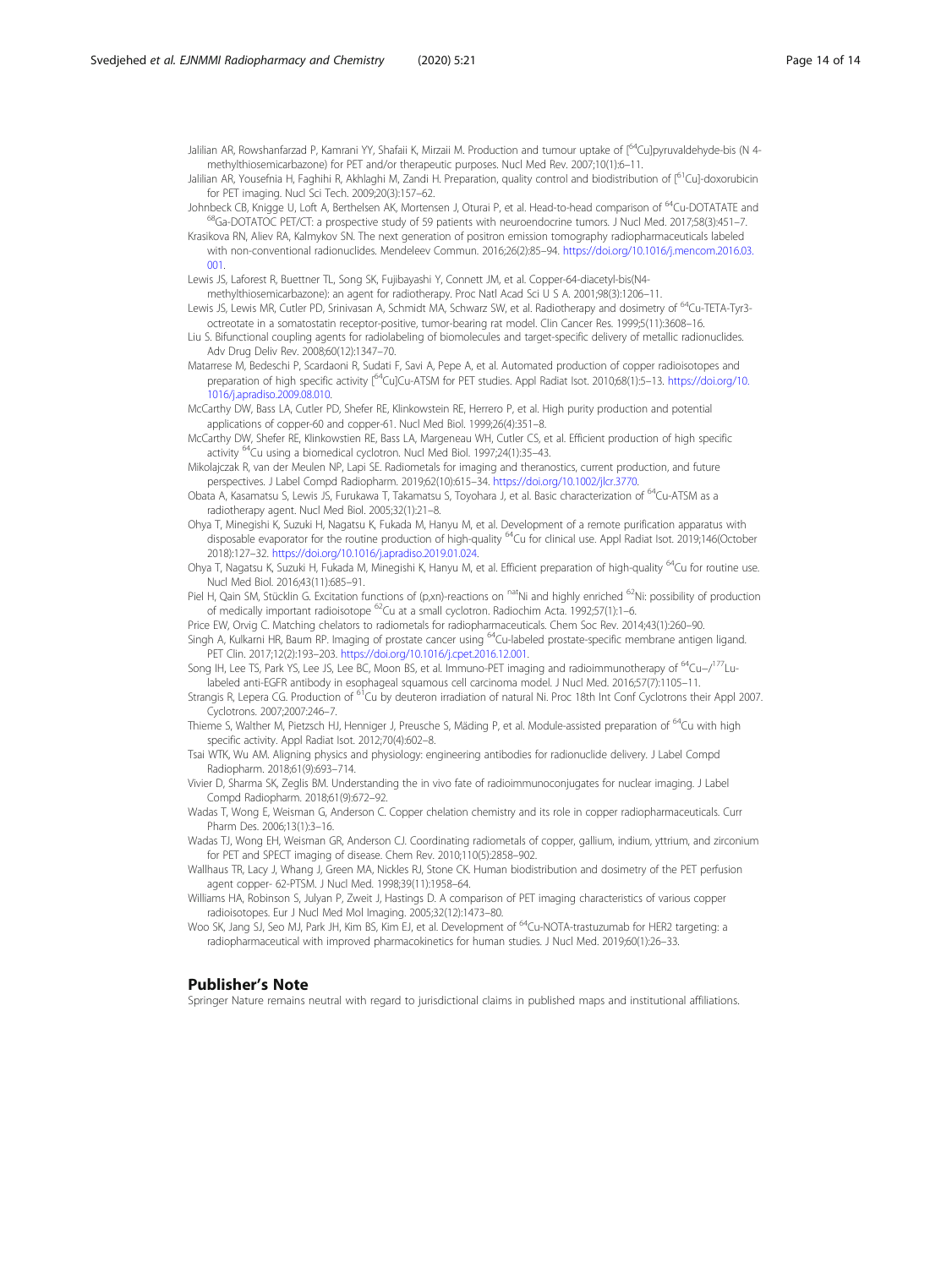Jalilian AR, Rowshanfarzad P, Kamrani YY, Shafaii K, Mirzaii M. Production and tumour uptake of [$^{64}$Cu]pyruvaldehyde-bis (N 4-methylthiosemicarbazone) for PET and/or therapeutic purposes. Nucl Med Rev. 2007;10(1):6–11.

Jalilian AR, Yousefnia H, Faghihi R, Akhlaghi M, Zandi H. Preparation, quality control and biodistribution of [$^{61}$Cu]-doxorubicin for PET imaging. Nucl Sci Tech. 2009;20(3):157–62.

Johnbeck CB, Knigge U, Loft A, Berthelsen AK, Mortensen J, Oturai P, et al. Head-to-head comparison of $^{64}$Cu-DOTATATE and $^{68}$Ga-DOTATOC PET/CT: a prospective study of 59 patients with neuroendocrine tumors. J Nucl Med. 2017;58(3):451–7.

Krasikova RN, Aliev RA, Kalmykov SN. The next generation of positron emission tomography radiopharmaceuticals labeled with non-conventional radionuclides. Mendeleev Commun. 2016;26(2):85–94. https://doi.org/10.1016/j.mencom.2016.03.001.

Lewis JS, Laforest R, Buettner TL, Song SK, Fujibayashi Y, Connett JM, et al. Copper-64-diacetyl-bis(N4-methylthiosemicarbazone): an agent for radiotherapy. Proc Natl Acad Sci U S A. 2001;98(3):1206–11.

Lewis JS, Lewis MR, Cutler PD, Srinivasan A, Schmidt MA, Schwarz SW, et al. Radiotherapy and dosimetry of $^{64}$Cu-TETA-Tyr3-octreotate in a somatostatin receptor-positive, tumor-bearing rat model. Clin Cancer Res. 1999;5(11):3608–16.

Liu S. Bifunctional coupling agents for radiolabeling of biomolecules and target-specific delivery of metallic radionuclides. Adv Drug Deliv Rev. 2008;60(12):1347–70.

Matarrese M, Bedeschi P, Scardaoni R, Sudati F, Savi A, Pepe A, et al. Automated production of copper radioisotopes and preparation of high specific activity [$^{64}$Cu]Cu-ATSM for PET studies. Appl Radiat Isot. 2010;68(1):5–13. https://doi.org/10.1016/j.apradiso.2009.08.010.

McCarthy DW, Bass LA, Cutler PD, Shefer RE, Klinkowstein RE, Herrero P, et al. High purity production and potential applications of copper-60 and copper-61. Nucl Med Biol. 1999;26(4):351–8.

McCarthy DW, Shefer RE, Klinkowstien RE, Bass LA, Margeneau WH, Cutler CS, et al. Efficient production of high specific activity $^{64}$Cu using a biomedical cyclotron. Nucl Med Biol. 1997;24(1):35–43.

Mikolajczak R, van der Meulen NP, Lapi SE. Radiometals for imaging and theranostics, current production, and future perspectives. J Label Compd Radiopharm. 2019;62(10):615–34. https://doi.org/10.1002/jlcr.3770.

Obata A, Kasamatsu S, Lewis JS, Furukawa T, Takamatsu S, Toyohara J, et al. Basic characterization of $^{64}$Cu-ATSM as a radiotherapy agent. Nucl Med Biol. 2005;32(1):21–8.

Ohya T, Minegishi K, Suzuki H, Nagatsu K, Fukada M, Hanyu M, et al. Development of a remote purification apparatus with disposable evaporator for the routine production of high-quality $^{64}$Cu for clinical use. Appl Radiat Isot. 2019;146(October 2018):127–32. https://doi.org/10.1016/j.apradiso.2019.01.024.

Ohya T, Nagatsu K, Suzuki H, Fukada M, Minegishi K, Hanyu M, et al. Efficient preparation of high-quality $^{64}$Cu for routine use. Nucl Med Biol. 2016;43(11):685–91.

Piel H, Qain SM, Stücklin G. Excitation functions of (p,xn)-reactions on $^{nat}$Ni and highly enriched $^{62}$Ni: possibility of production of medically important radioisotope $^{62}$Cu at a small cyclotron. Radiochim Acta. 1992;57(1):1–6.

Price EW, Orvig C. Matching chelators to radiometals for radiopharmaceuticals. Chem Soc Rev. 2014;43(1):260–90.

Singh A, Kulkarni HR, Baum RP. Imaging of prostate cancer using $^{64}$Cu-labeled prostate-specific membrane antigen ligand. PET Clin. 2017;12(2):193–203. https://doi.org/10.1016/j.cpet.2016.12.001.

Song IH, Lee TS, Park YS, Lee JS, Lee BC, Moon BS, et al. Immuno-PET imaging and radioimmunotherapy of $^{64}$Cu–/$^{177}$Lu-labeled anti-EGFR antibody in esophageal squamous cell carcinoma model. J Nucl Med. 2016;57(7):1105–11.

Strangis R, Lepera CG. Production of $^{61}$Cu by deuteron irradiation of natural Ni. Proc 18th Int Conf Cyclotrons their Appl 2007. Cyclotrons. 2007;2007:246–7.

Thieme S, Walther M, Pietzsch HJ, Henniger J, Preusche S, Mäding P, et al. Module-assisted preparation of $^{64}$Cu with high specific activity. Appl Radiat Isot. 2012;70(4):602–8.

Tsai WTK, Wu AM. Aligning physics and physiology: engineering antibodies for radionuclide delivery. J Label Compd Radiopharm. 2018;61(9):693–714.

Vivier D, Sharma SK, Zeglis BM. Understanding the in vivo fate of radioimmunoconjugates for nuclear imaging. J Label Compd Radiopharm. 2018;61(9):672–92.

Wadas T, Wong E, Weisman G, Anderson C. Copper chelation chemistry and its role in copper radiopharmaceuticals. Curr Pharm Des. 2006;13(1):3–16.

Wadas TJ, Wong EH, Weisman GR, Anderson CJ. Coordinating radiometals of copper, gallium, indium, yttrium, and zirconium for PET and SPECT imaging of disease. Chem Rev. 2010;110(5):2858–902.

Wallhaus TR, Lacy J, Whang J, Green MA, Nickles RJ, Stone CK. Human biodistribution and dosimetry of the PET perfusion agent copper- 62-PTSM. J Nucl Med. 1998;39(11):1958–64.

Williams HA, Robinson S, Julyan P, Zweit J, Hastings D. A comparison of PET imaging characteristics of various copper radioisotopes. Eur J Nucl Med Mol Imaging. 2005;32(12):1473–80.

Woo SK, Jang SJ, Seo MJ, Park JH, Kim BS, Kim EJ, et al. Development of $^{64}$Cu-NOTA-trastuzumab for HER2 targeting: a radiopharmaceutical with improved pharmacokinetics for human studies. J Nucl Med. 2019;60(1):26–33.

## Publisher's Note

Springer Nature remains neutral with regard to jurisdictional claims in published maps and institutional affiliations.